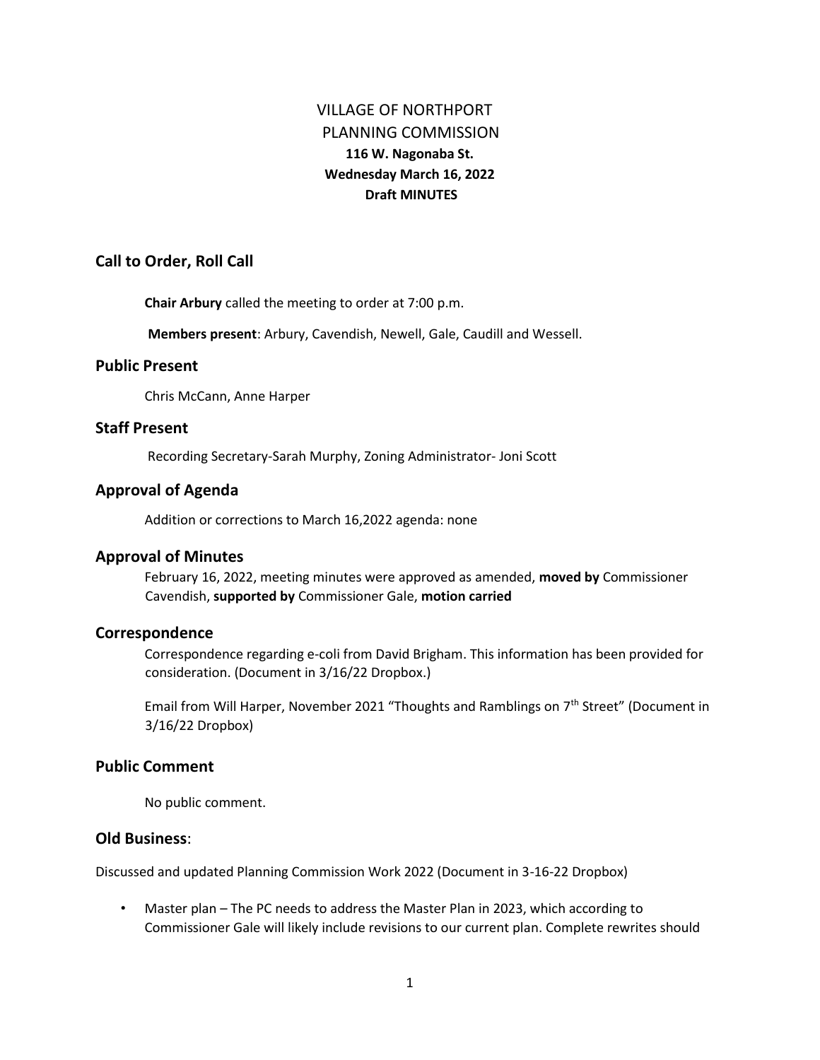# VILLAGE OF NORTHPORT
# PLANNING COMMISSION

**116 W. Nagonaba St.**
**Wednesday March 16, 2022**
**Draft MINUTES**

## Call to Order, Roll Call

**Chair Arbury** called the meeting to order at 7:00 p.m.

**Members present**: Arbury, Cavendish, Newell, Gale, Caudill and Wessell.

## Public Present

Chris McCann, Anne Harper

## Staff Present

Recording Secretary-Sarah Murphy, Zoning Administrator- Joni Scott

## Approval of Agenda

Addition or corrections to March 16,2022 agenda: none

## Approval of Minutes

February 16, 2022, meeting minutes were approved as amended, **moved by** Commissioner Cavendish, **supported by** Commissioner Gale, **motion carried**

## Correspondence

Correspondence regarding e-coli from David Brigham. This information has been provided for consideration. (Document in 3/16/22 Dropbox.)

Email from Will Harper, November 2021 "Thoughts and Ramblings on 7th Street" (Document in 3/16/22 Dropbox)

## Public Comment

No public comment.

## Old Business:

Discussed and updated Planning Commission Work 2022 (Document in 3-16-22 Dropbox)

- Master plan – The PC needs to address the Master Plan in 2023, which according to Commissioner Gale will likely include revisions to our current plan. Complete rewrites should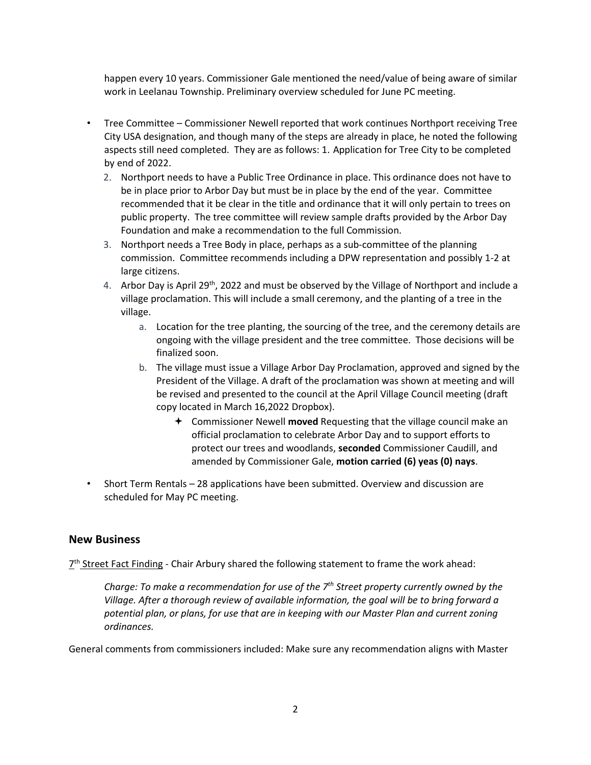happen every 10 years. Commissioner Gale mentioned the need/value of being aware of similar work in Leelanau Township. Preliminary overview scheduled for June PC meeting.

- Tree Committee – Commissioner Newell reported that work continues Northport receiving Tree City USA designation, and though many of the steps are already in place, he noted the following aspects still need completed. They are as follows: 1. Application for Tree City to be completed by end of 2022.
  2. Northport needs to have a Public Tree Ordinance in place. This ordinance does not have to be in place prior to Arbor Day but must be in place by the end of the year. Committee recommended that it be clear in the title and ordinance that it will only pertain to trees on public property. The tree committee will review sample drafts provided by the Arbor Day Foundation and make a recommendation to the full Commission.
  3. Northport needs a Tree Body in place, perhaps as a sub-committee of the planning commission. Committee recommends including a DPW representation and possibly 1-2 at large citizens.
  4. Arbor Day is April 29th, 2022 and must be observed by the Village of Northport and include a village proclamation. This will include a small ceremony, and the planting of a tree in the village.
     a. Location for the tree planting, the sourcing of the tree, and the ceremony details are ongoing with the village president and the tree committee. Those decisions will be finalized soon.
     b. The village must issue a Village Arbor Day Proclamation, approved and signed by the President of the Village. A draft of the proclamation was shown at meeting and will be revised and presented to the council at the April Village Council meeting (draft copy located in March 16,2022 Dropbox).
        - Commissioner Newell **moved** Requesting that the village council make an official proclamation to celebrate Arbor Day and to support efforts to protect our trees and woodlands, **seconded** Commissioner Caudill, and amended by Commissioner Gale, **motion carried (6) yeas (0) nays**.
- Short Term Rentals – 28 applications have been submitted. Overview and discussion are scheduled for May PC meeting.

## New Business

7th Street Fact Finding - Chair Arbury shared the following statement to frame the work ahead:

> *Charge: To make a recommendation for use of the 7th Street property currently owned by the Village. After a thorough review of available information, the goal will be to bring forward a potential plan, or plans, for use that are in keeping with our Master Plan and current zoning ordinances.*

General comments from commissioners included: Make sure any recommendation aligns with Master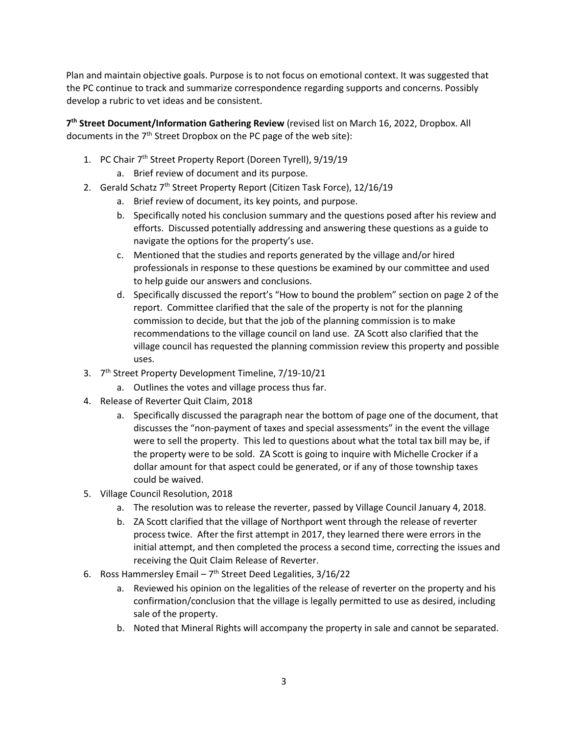Plan and maintain objective goals. Purpose is to not focus on emotional context. It was suggested that the PC continue to track and summarize correspondence regarding supports and concerns. Possibly develop a rubric to vet ideas and be consistent.

**7th Street Document/Information Gathering Review** (revised list on March 16, 2022, Dropbox. All documents in the 7th Street Dropbox on the PC page of the web site):

1. PC Chair 7th Street Property Report (Doreen Tyrell), 9/19/19
   a. Brief review of document and its purpose.
2. Gerald Schatz 7th Street Property Report (Citizen Task Force), 12/16/19
   a. Brief review of document, its key points, and purpose.
   b. Specifically noted his conclusion summary and the questions posed after his review and efforts. Discussed potentially addressing and answering these questions as a guide to navigate the options for the property's use.
   c. Mentioned that the studies and reports generated by the village and/or hired professionals in response to these questions be examined by our committee and used to help guide our answers and conclusions.
   d. Specifically discussed the report's "How to bound the problem" section on page 2 of the report. Committee clarified that the sale of the property is not for the planning commission to decide, but that the job of the planning commission is to make recommendations to the village council on land use. ZA Scott also clarified that the village council has requested the planning commission review this property and possible uses.
3. 7th Street Property Development Timeline, 7/19-10/21
   a. Outlines the votes and village process thus far.
4. Release of Reverter Quit Claim, 2018
   a. Specifically discussed the paragraph near the bottom of page one of the document, that discusses the "non-payment of taxes and special assessments" in the event the village were to sell the property. This led to questions about what the total tax bill may be, if the property were to be sold. ZA Scott is going to inquire with Michelle Crocker if a dollar amount for that aspect could be generated, or if any of those township taxes could be waived.
5. Village Council Resolution, 2018
   a. The resolution was to release the reverter, passed by Village Council January 4, 2018.
   b. ZA Scott clarified that the village of Northport went through the release of reverter process twice. After the first attempt in 2017, they learned there were errors in the initial attempt, and then completed the process a second time, correcting the issues and receiving the Quit Claim Release of Reverter.
6. Ross Hammersley Email – 7th Street Deed Legalities, 3/16/22
   a. Reviewed his opinion on the legalities of the release of reverter on the property and his confirmation/conclusion that the village is legally permitted to use as desired, including sale of the property.
   b. Noted that Mineral Rights will accompany the property in sale and cannot be separated.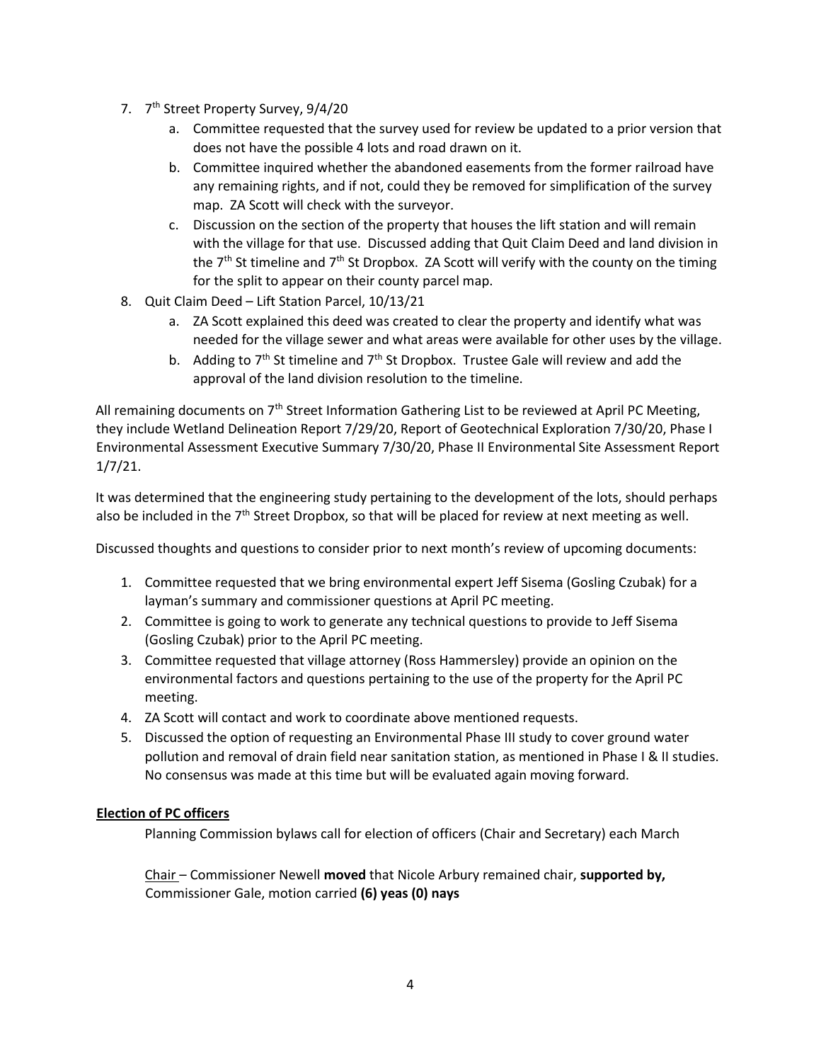7. 7th Street Property Survey, 9/4/20
   a. Committee requested that the survey used for review be updated to a prior version that does not have the possible 4 lots and road drawn on it.
   b. Committee inquired whether the abandoned easements from the former railroad have any remaining rights, and if not, could they be removed for simplification of the survey map. ZA Scott will check with the surveyor.
   c. Discussion on the section of the property that houses the lift station and will remain with the village for that use. Discussed adding that Quit Claim Deed and land division in the 7th St timeline and 7th St Dropbox. ZA Scott will verify with the county on the timing for the split to appear on their county parcel map.
8. Quit Claim Deed – Lift Station Parcel, 10/13/21
   a. ZA Scott explained this deed was created to clear the property and identify what was needed for the village sewer and what areas were available for other uses by the village.
   b. Adding to 7th St timeline and 7th St Dropbox. Trustee Gale will review and add the approval of the land division resolution to the timeline.

All remaining documents on 7th Street Information Gathering List to be reviewed at April PC Meeting, they include Wetland Delineation Report 7/29/20, Report of Geotechnical Exploration 7/30/20, Phase I Environmental Assessment Executive Summary 7/30/20, Phase II Environmental Site Assessment Report 1/7/21.

It was determined that the engineering study pertaining to the development of the lots, should perhaps also be included in the 7th Street Dropbox, so that will be placed for review at next meeting as well.

Discussed thoughts and questions to consider prior to next month's review of upcoming documents:

1. Committee requested that we bring environmental expert Jeff Sisema (Gosling Czubak) for a layman's summary and commissioner questions at April PC meeting.
2. Committee is going to work to generate any technical questions to provide to Jeff Sisema (Gosling Czubak) prior to the April PC meeting.
3. Committee requested that village attorney (Ross Hammersley) provide an opinion on the environmental factors and questions pertaining to the use of the property for the April PC meeting.
4. ZA Scott will contact and work to coordinate above mentioned requests.
5. Discussed the option of requesting an Environmental Phase III study to cover ground water pollution and removal of drain field near sanitation station, as mentioned in Phase I & II studies. No consensus was made at this time but will be evaluated again moving forward.

**Election of PC officers**

Planning Commission bylaws call for election of officers (Chair and Secretary) each March

Chair – Commissioner Newell **moved** that Nicole Arbury remained chair, **supported by,** Commissioner Gale, motion carried **(6) yeas (0) nays**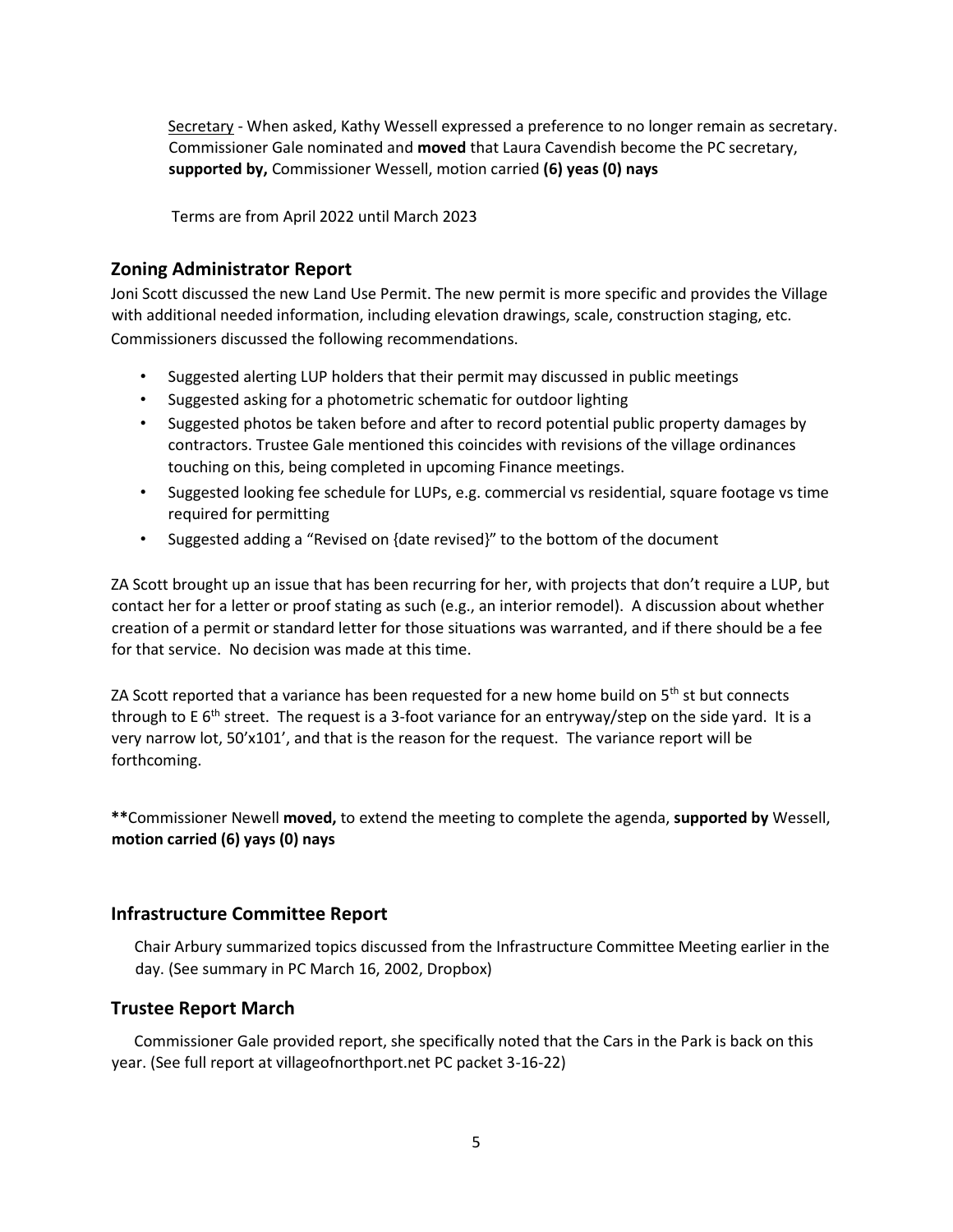Secretary - When asked, Kathy Wessell expressed a preference to no longer remain as secretary. Commissioner Gale nominated and **moved** that Laura Cavendish become the PC secretary, **supported by,** Commissioner Wessell, motion carried **(6) yeas (0) nays**

Terms are from April 2022 until March 2023

## Zoning Administrator Report

Joni Scott discussed the new Land Use Permit. The new permit is more specific and provides the Village with additional needed information, including elevation drawings, scale, construction staging, etc. Commissioners discussed the following recommendations.

- Suggested alerting LUP holders that their permit may discussed in public meetings
- Suggested asking for a photometric schematic for outdoor lighting
- Suggested photos be taken before and after to record potential public property damages by contractors. Trustee Gale mentioned this coincides with revisions of the village ordinances touching on this, being completed in upcoming Finance meetings.
- Suggested looking fee schedule for LUPs, e.g. commercial vs residential, square footage vs time required for permitting
- Suggested adding a "Revised on {date revised}" to the bottom of the document

ZA Scott brought up an issue that has been recurring for her, with projects that don't require a LUP, but contact her for a letter or proof stating as such (e.g., an interior remodel). A discussion about whether creation of a permit or standard letter for those situations was warranted, and if there should be a fee for that service. No decision was made at this time.

ZA Scott reported that a variance has been requested for a new home build on 5th st but connects through to E 6th street. The request is a 3-foot variance for an entryway/step on the side yard. It is a very narrow lot, 50'x101', and that is the reason for the request. The variance report will be forthcoming.

**\*\***Commissioner Newell **moved,** to extend the meeting to complete the agenda, **supported by** Wessell, **motion carried (6) yays (0) nays**

## Infrastructure Committee Report

Chair Arbury summarized topics discussed from the Infrastructure Committee Meeting earlier in the day. (See summary in PC March 16, 2002, Dropbox)

## Trustee Report March

Commissioner Gale provided report, she specifically noted that the Cars in the Park is back on this year. (See full report at villageofnorthport.net PC packet 3-16-22)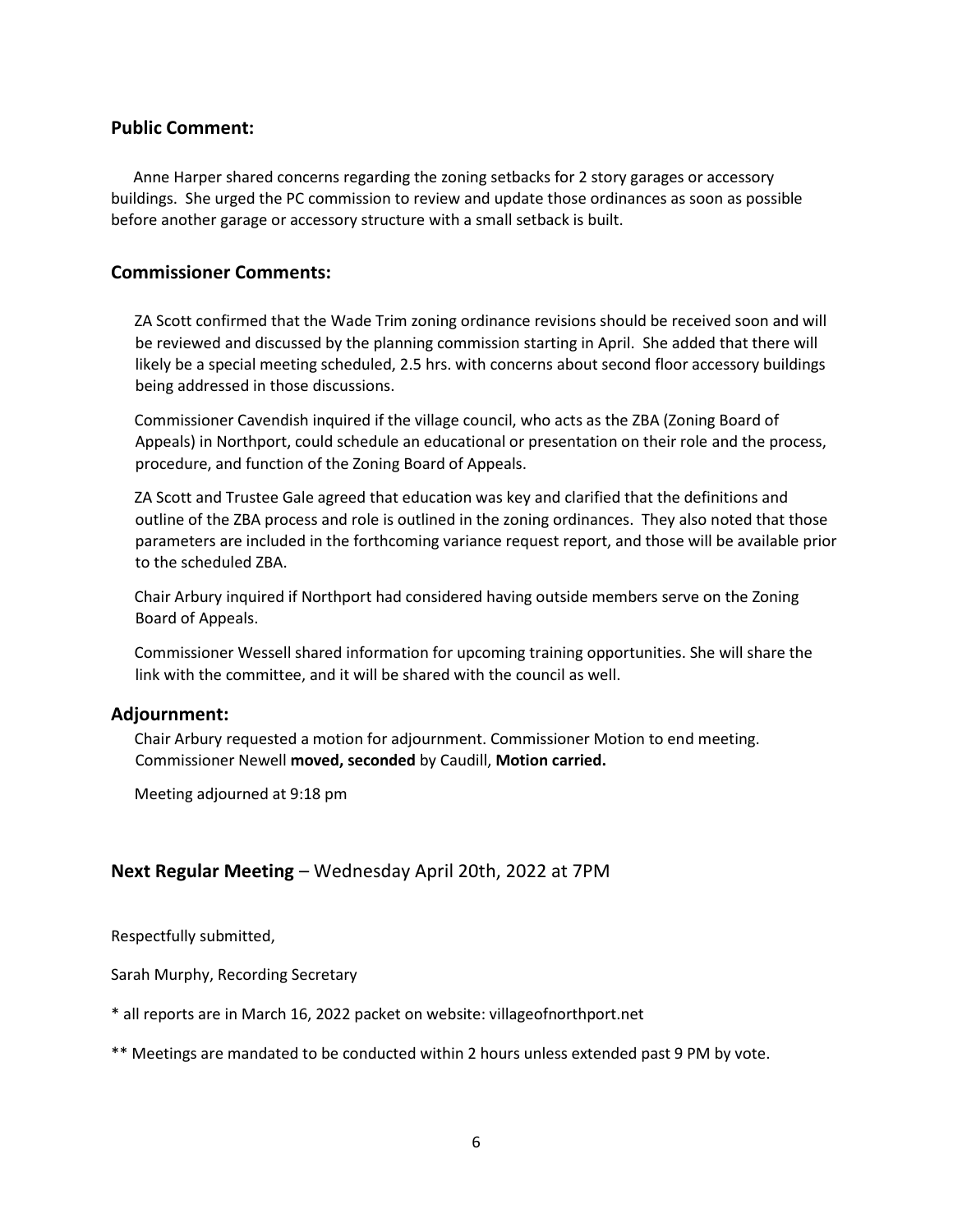## Public Comment:

Anne Harper shared concerns regarding the zoning setbacks for 2 story garages or accessory buildings. She urged the PC commission to review and update those ordinances as soon as possible before another garage or accessory structure with a small setback is built.

## Commissioner Comments:

ZA Scott confirmed that the Wade Trim zoning ordinance revisions should be received soon and will be reviewed and discussed by the planning commission starting in April. She added that there will likely be a special meeting scheduled, 2.5 hrs. with concerns about second floor accessory buildings being addressed in those discussions.

Commissioner Cavendish inquired if the village council, who acts as the ZBA (Zoning Board of Appeals) in Northport, could schedule an educational or presentation on their role and the process, procedure, and function of the Zoning Board of Appeals.

ZA Scott and Trustee Gale agreed that education was key and clarified that the definitions and outline of the ZBA process and role is outlined in the zoning ordinances. They also noted that those parameters are included in the forthcoming variance request report, and those will be available prior to the scheduled ZBA.

Chair Arbury inquired if Northport had considered having outside members serve on the Zoning Board of Appeals.

Commissioner Wessell shared information for upcoming training opportunities. She will share the link with the committee, and it will be shared with the council as well.

## Adjournment:

Chair Arbury requested a motion for adjournment. Commissioner Motion to end meeting. Commissioner Newell **moved, seconded** by Caudill, **Motion carried.**

Meeting adjourned at 9:18 pm

## Next Regular Meeting – Wednesday April 20th, 2022 at 7PM

Respectfully submitted,

Sarah Murphy, Recording Secretary

* all reports are in March 16, 2022 packet on website: villageofnorthport.net

** Meetings are mandated to be conducted within 2 hours unless extended past 9 PM by vote.